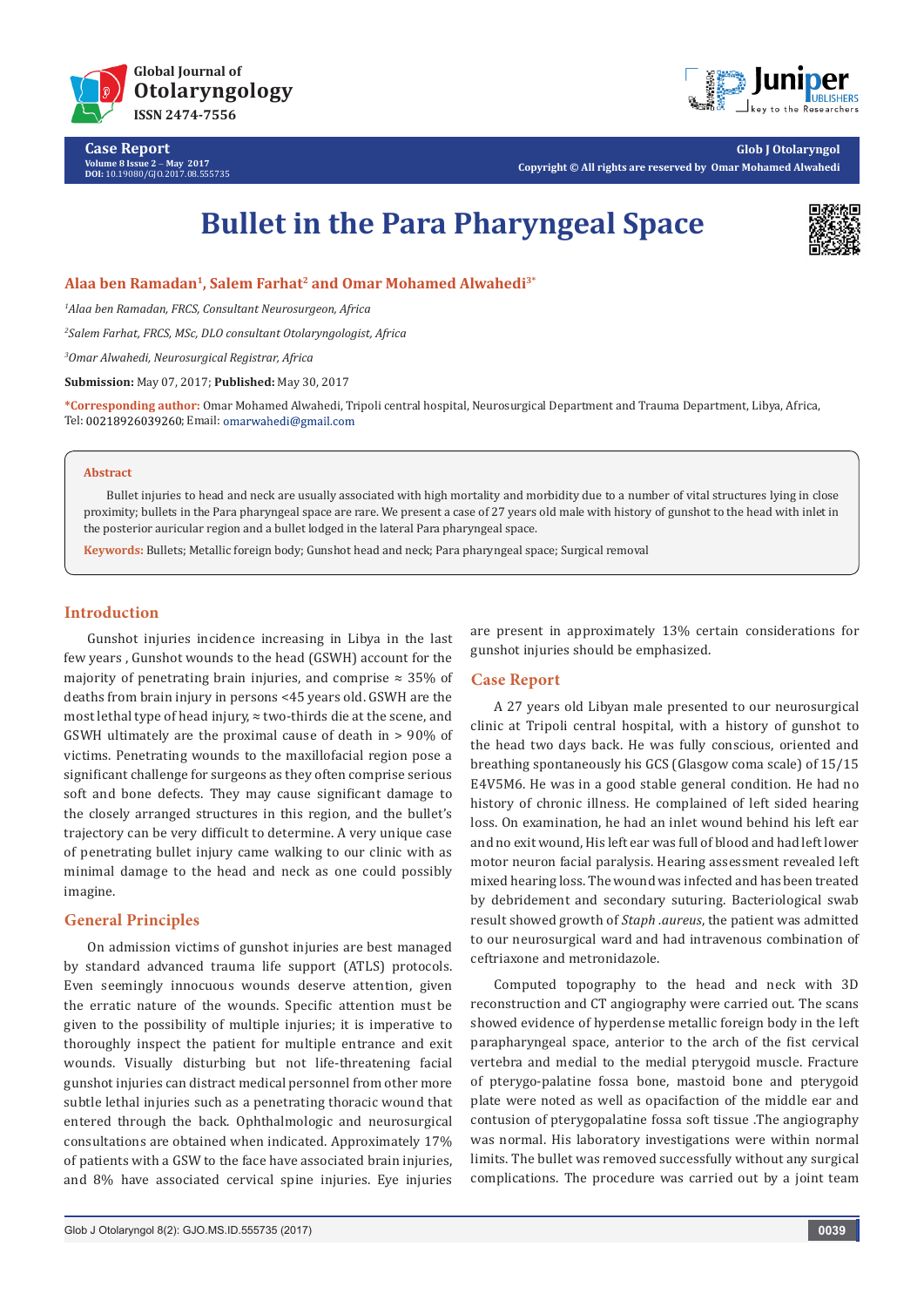# Bullet in the Para Pharyngeal Space

**Alaa ben Ramadan[1], Salem Farhat[2] and Omar Mohamed Alwahedi[3*]**

[1]*Alaa ben Ramadan, FRCS, Consultant Neurosurgeon, Africa*

[2]*Salem Farhat, FRCS, MSc, DLO consultant Otolaryngologist, Africa*

[3]*Omar Alwahedi, Neurosurgical Registrar, Africa*

**Submission:** May 07, 2017; **Published:** May 30, 2017

**\*Corresponding author:** Omar Mohamed Alwahedi, Tripoli central hospital, Neurosurgical Department and Trauma Department, Libya, Africa, Tel: 00218926039260; Email: omarwahedi@gmail.com

## Abstract

Bullet injuries to head and neck are usually associated with high mortality and morbidity due to a number of vital structures lying in close proximity; bullets in the Para pharyngeal space are rare. We present a case of 27 years old male with history of gunshot to the head with inlet in the posterior auricular region and a bullet lodged in the lateral Para pharyngeal space.

**Keywords:** Bullets; Metallic foreign body; Gunshot head and neck; Para pharyngeal space; Surgical removal

## Introduction

Gunshot injuries incidence increasing in Libya in the last few years , Gunshot wounds to the head (GSWH) account for the majority of penetrating brain injuries, and comprise ≈ 35% of deaths from brain injury in persons <45 years old. GSWH are the most lethal type of head injury, ≈ two-thirds die at the scene, and GSWH ultimately are the proximal cause of death in > 90% of victims. Penetrating wounds to the maxillofacial region pose a significant challenge for surgeons as they often comprise serious soft and bone defects. They may cause significant damage to the closely arranged structures in this region, and the bullet's trajectory can be very difficult to determine. A very unique case of penetrating bullet injury came walking to our clinic with as minimal damage to the head and neck as one could possibly imagine.

## General Principles

On admission victims of gunshot injuries are best managed by standard advanced trauma life support (ATLS) protocols. Even seemingly innocuous wounds deserve attention, given the erratic nature of the wounds. Specific attention must be given to the possibility of multiple injuries; it is imperative to thoroughly inspect the patient for multiple entrance and exit wounds. Visually disturbing but not life-threatening facial gunshot injuries can distract medical personnel from other more subtle lethal injuries such as a penetrating thoracic wound that entered through the back. Ophthalmologic and neurosurgical consultations are obtained when indicated. Approximately 17% of patients with a GSW to the face have associated brain injuries, and 8% have associated cervical spine injuries. Eye injuries are present in approximately 13% certain considerations for gunshot injuries should be emphasized.

## Case Report

A 27 years old Libyan male presented to our neurosurgical clinic at Tripoli central hospital, with a history of gunshot to the head two days back. He was fully conscious, oriented and breathing spontaneously his GCS (Glasgow coma scale) of 15/15 E4V5M6. He was in a good stable general condition. He had no history of chronic illness. He complained of left sided hearing loss. On examination, he had an inlet wound behind his left ear and no exit wound, His left ear was full of blood and had left lower motor neuron facial paralysis. Hearing assessment revealed left mixed hearing loss. The wound was infected and has been treated by debridement and secondary suturing. Bacteriological swab result showed growth of *Staph .aureus*, the patient was admitted to our neurosurgical ward and had intravenous combination of ceftriaxone and metronidazole.

Computed topography to the head and neck with 3D reconstruction and CT angiography were carried out. The scans showed evidence of hyperdense metallic foreign body in the left parapharyngeal space, anterior to the arch of the fist cervical vertebra and medial to the medial pterygoid muscle. Fracture of pterygo-palatine fossa bone, mastoid bone and pterygoid plate were noted as well as opacfication of the middle ear and contusion of pterygopalatine fossa soft tissue .The angiography was normal. His laboratory investigations were within normal limits. The bullet was removed successfully without any surgical complications. The procedure was carried out by a joint team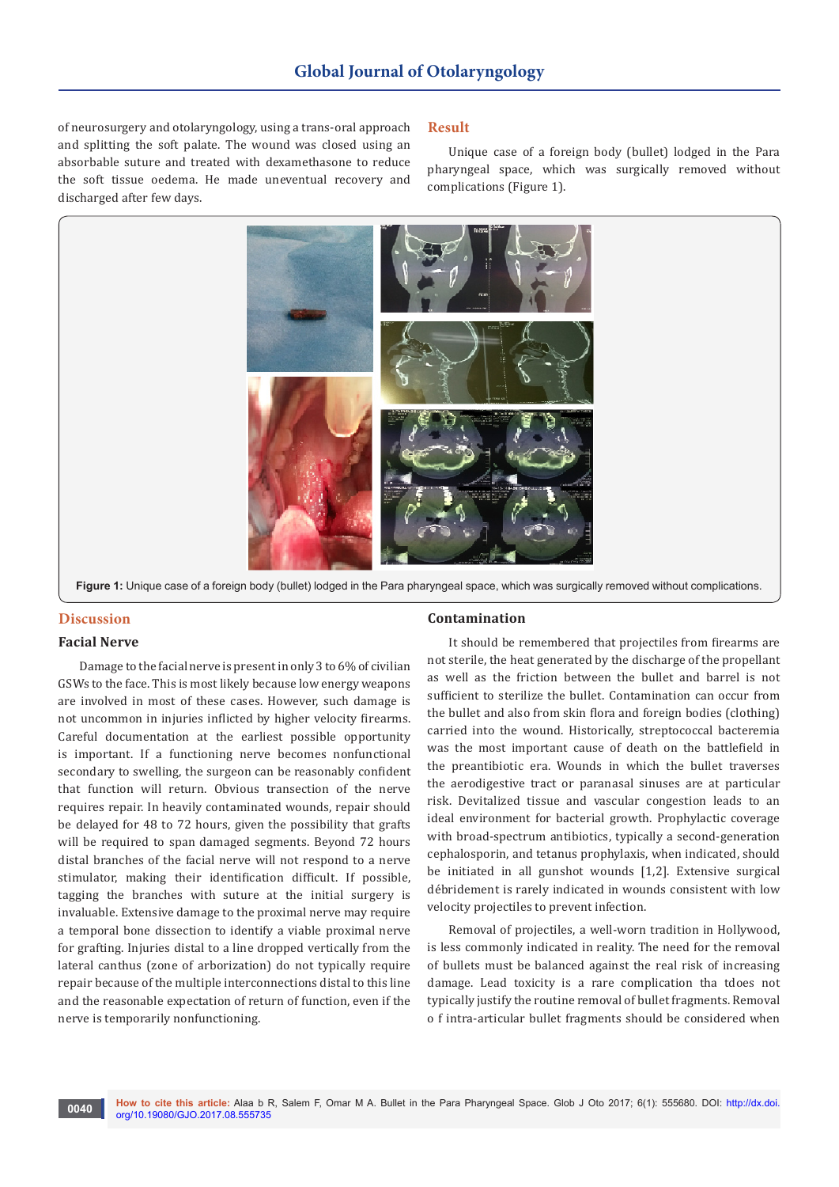of neurosurgery and otolaryngology, using a trans-oral approach and splitting the soft palate. The wound was closed using an absorbable suture and treated with dexamethasone to reduce the soft tissue oedema. He made uneventful recovery and discharged after few days.

## Result

Unique case of a foreign body (bullet) lodged in the Para pharyngeal space, which was surgically removed without complications (Figure 1).

**Figure 1:** Unique case of a foreign body (bullet) lodged in the Para pharyngeal space, which was surgically removed without complications.

## Discussion

### Facial Nerve

Damage to the facial nerve is present in only 3 to 6% of civilian GSWs to the face. This is most likely because low energy weapons are involved in most of these cases. However, such damage is not uncommon in injuries inflicted by higher velocity firearms. Careful documentation at the earliest possible opportunity is important. If a functioning nerve becomes nonfunctional secondary to swelling, the surgeon can be reasonably confident that function will return. Obvious transection of the nerve requires repair. In heavily contaminated wounds, repair should be delayed for 48 to 72 hours, given the possibility that grafts will be required to span damaged segments. Beyond 72 hours distal branches of the facial nerve will not respond to a nerve stimulator, making their identification difficult. If possible, tagging the branches with suture at the initial surgery is invaluable. Extensive damage to the proximal nerve may require a temporal bone dissection to identify a viable proximal nerve for grafting. Injuries distal to a line dropped vertically from the lateral canthus (zone of arborization) do not typically require repair because of the multiple interconnections distal to this line and the reasonable expectation of return of function, even if the nerve is temporarily nonfunctioning.

### Contamination

It should be remembered that projectiles from firearms are not sterile, the heat generated by the discharge of the propellant as well as the friction between the bullet and barrel is not sufficient to sterilize the bullet. Contamination can occur from the bullet and also from skin flora and foreign bodies (clothing) carried into the wound. Historically, streptococcal bacteremia was the most important cause of death on the battlefield in the preantibiotic era. Wounds in which the bullet traverses the aerodigestive tract or paranasal sinuses are at particular risk. Devitalized tissue and vascular congestion leads to an ideal environment for bacterial growth. Prophylactic coverage with broad-spectrum antibiotics, typically a second-generation cephalosporin, and tetanus prophylaxis, when indicated, should be initiated in all gunshot wounds [1,2]. Extensive surgical débridement is rarely indicated in wounds consistent with low velocity projectiles to prevent infection.

Removal of projectiles, a well-worn tradition in Hollywood, is less commonly indicated in reality. The need for the removal of bullets must be balanced against the real risk of increasing damage. Lead toxicity is a rare complication tha tdoes not typically justify the routine removal of bullet fragments. Removal o f intra-articular bullet fragments should be considered when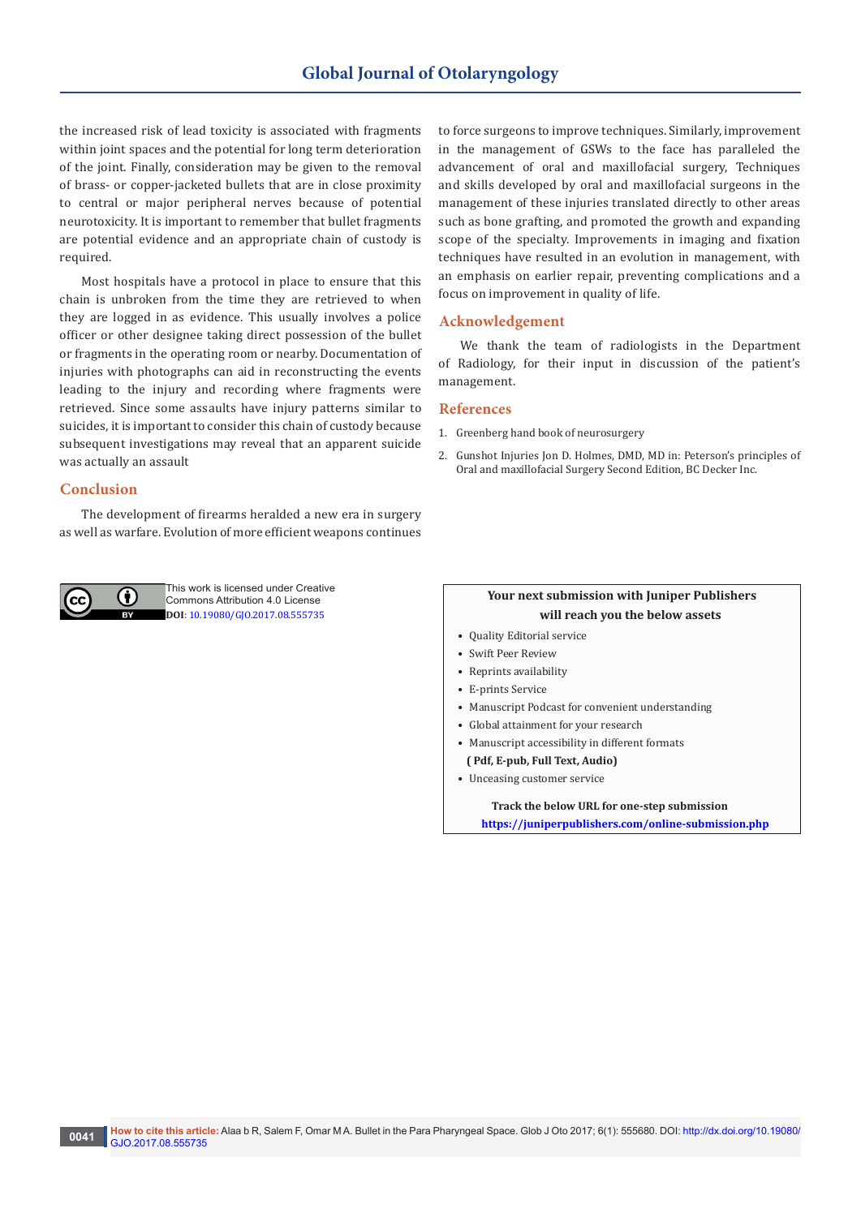the increased risk of lead toxicity is associated with fragments within joint spaces and the potential for long term deterioration of the joint. Finally, consideration may be given to the removal of brass- or copper-jacketed bullets that are in close proximity to central or major peripheral nerves because of potential neurotoxicity. It is important to remember that bullet fragments are potential evidence and an appropriate chain of custody is required.

Most hospitals have a protocol in place to ensure that this chain is unbroken from the time they are retrieved to when they are logged in as evidence. This usually involves a police officer or other designee taking direct possession of the bullet or fragments in the operating room or nearby. Documentation of injuries with photographs can aid in reconstructing the events leading to the injury and recording where fragments were retrieved. Since some assaults have injury patterns similar to suicides, it is important to consider this chain of custody because subsequent investigations may reveal that an apparent suicide was actually an assault

## Conclusion

The development of firearms heralded a new era in surgery as well as warfare. Evolution of more efficient weapons continues to force surgeons to improve techniques. Similarly, improvement in the management of GSWs to the face has paralleled the advancement of oral and maxillofacial surgery, Techniques and skills developed by oral and maxillofacial surgeons in the management of these injuries translated directly to other areas such as bone grafting, and promoted the growth and expanding scope of the specialty. Improvements in imaging and fixation techniques have resulted in an evolution in management, with an emphasis on earlier repair, preventing complications and a focus on improvement in quality of life.

## Acknowledgement

We thank the team of radiologists in the Department of Radiology, for their input in discussion of the patient's management.

## References

1. Greenberg hand book of neurosurgery
2. Gunshot Injuries Jon D. Holmes, DMD, MD in: Peterson's principles of Oral and maxillofacial Surgery Second Edition, BC Decker Inc.

This work is licensed under Creative Commons Attribution 4.0 License
**DOI**: 10.19080/GJO.2017.08.555735

**Your next submission with Juniper Publishers will reach you the below assets**

- Quality Editorial service
- Swift Peer Review
- Reprints availability
- E-prints Service
- Manuscript Podcast for convenient understanding
- Global attainment for your research
- Manuscript accessibility in different formats
  **( Pdf, E-pub, Full Text, Audio)**
- Unceasing customer service

**Track the below URL for one-step submission**
**https://juniperpublishers.com/online-submission.php**

**How to cite this article:** Alaa b R, Salem F, Omar M A. Bullet in the Para Pharyngeal Space. Glob J Oto 2017; 6(1): 555680. DOI: http://dx.doi.org/10.19080/GJO.2017.08.555735